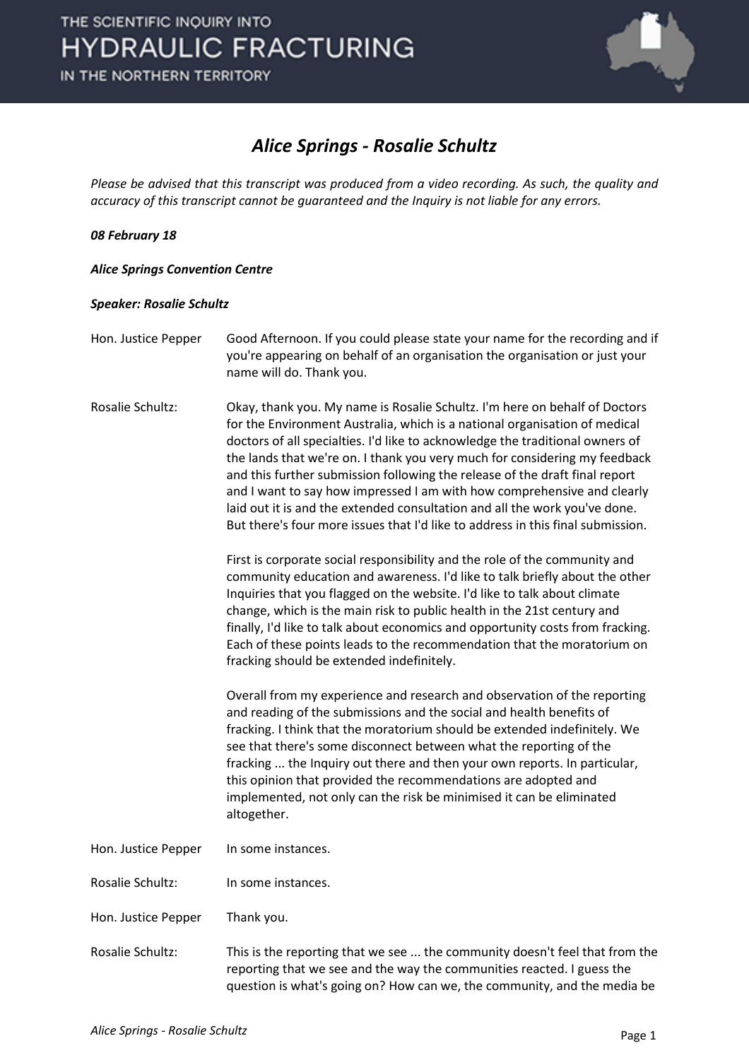# Alice Springs - Rosalie Schultz

*Please be advised that this transcript was produced from a video recording. As such, the quality and accuracy of this transcript cannot be guaranteed and the Inquiry is not liable for any errors.*

***08 February 18***

***Alice Springs Convention Centre***

***Speaker: Rosalie Schultz***

| | |
|---|---|
| Hon. Justice Pepper | Good Afternoon. If you could please state your name for the recording and if you're appearing on behalf of an organisation the organisation or just your name will do. Thank you. |
| Rosalie Schultz: | Okay, thank you. My name is Rosalie Schultz. I'm here on behalf of Doctors for the Environment Australia, which is a national organisation of medical doctors of all specialties. I'd like to acknowledge the traditional owners of the lands that we're on. I thank you very much for considering my feedback and this further submission following the release of the draft final report and I want to say how impressed I am with how comprehensive and clearly laid out it is and the extended consultation and all the work you've done. But there's four more issues that I'd like to address in this final submission.<br><br>First is corporate social responsibility and the role of the community and community education and awareness. I'd like to talk briefly about the other Inquiries that you flagged on the website. I'd like to talk about climate change, which is the main risk to public health in the 21st century and finally, I'd like to talk about economics and opportunity costs from fracking. Each of these points leads to the recommendation that the moratorium on fracking should be extended indefinitely.<br><br>Overall from my experience and research and observation of the reporting and reading of the submissions and the social and health benefits of fracking. I think that the moratorium should be extended indefinitely. We see that there's some disconnect between what the reporting of the fracking ... the Inquiry out there and then your own reports. In particular, this opinion that provided the recommendations are adopted and implemented, not only can the risk be minimised it can be eliminated altogether. |
| Hon. Justice Pepper | In some instances. |
| Rosalie Schultz: | In some instances. |
| Hon. Justice Pepper | Thank you. |
| Rosalie Schultz: | This is the reporting that we see ... the community doesn't feel that from the reporting that we see and the way the communities reacted. I guess the question is what's going on? How can we, the community, and the media be |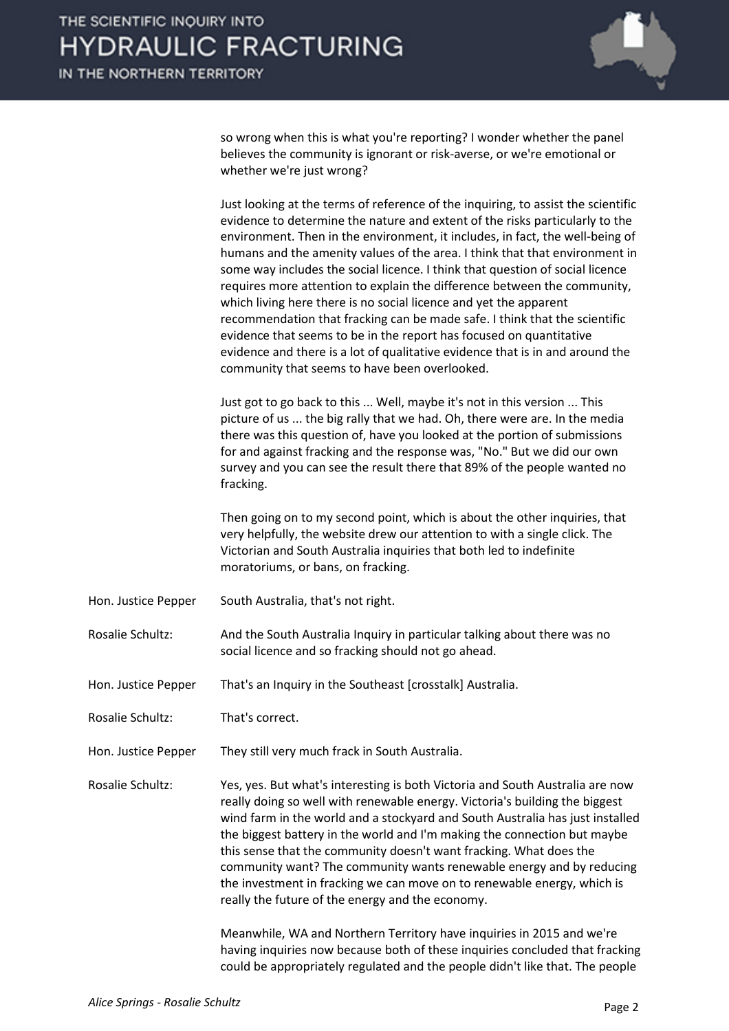so wrong when this is what you're reporting? I wonder whether the panel believes the community is ignorant or risk-averse, or we're emotional or whether we're just wrong?

Just looking at the terms of reference of the inquiring, to assist the scientific evidence to determine the nature and extent of the risks particularly to the environment. Then in the environment, it includes, in fact, the well-being of humans and the amenity values of the area. I think that that environment in some way includes the social licence. I think that question of social licence requires more attention to explain the difference between the community, which living here there is no social licence and yet the apparent recommendation that fracking can be made safe. I think that the scientific evidence that seems to be in the report has focused on quantitative evidence and there is a lot of qualitative evidence that is in and around the community that seems to have been overlooked.

Just got to go back to this ... Well, maybe it's not in this version ... This picture of us ... the big rally that we had. Oh, there were are. In the media there was this question of, have you looked at the portion of submissions for and against fracking and the response was, "No." But we did our own survey and you can see the result there that 89% of the people wanted no fracking.

Then going on to my second point, which is about the other inquiries, that very helpfully, the website drew our attention to with a single click. The Victorian and South Australia inquiries that both led to indefinite moratoriums, or bans, on fracking.

**Hon. Justice Pepper:** South Australia, that's not right.

**Rosalie Schultz:** And the South Australia Inquiry in particular talking about there was no social licence and so fracking should not go ahead.

**Hon. Justice Pepper:** That's an Inquiry in the Southeast [crosstalk] Australia.

**Rosalie Schultz:** That's correct.

**Hon. Justice Pepper:** They still very much frack in South Australia.

**Rosalie Schultz:** Yes, yes. But what's interesting is both Victoria and South Australia are now really doing so well with renewable energy. Victoria's building the biggest wind farm in the world and a stockyard and South Australia has just installed the biggest battery in the world and I'm making the connection but maybe this sense that the community doesn't want fracking. What does the community want? The community wants renewable energy and by reducing the investment in fracking we can move on to renewable energy, which is really the future of the energy and the economy.

Meanwhile, WA and Northern Territory have inquiries in 2015 and we're having inquiries now because both of these inquiries concluded that fracking could be appropriately regulated and the people didn't like that. The people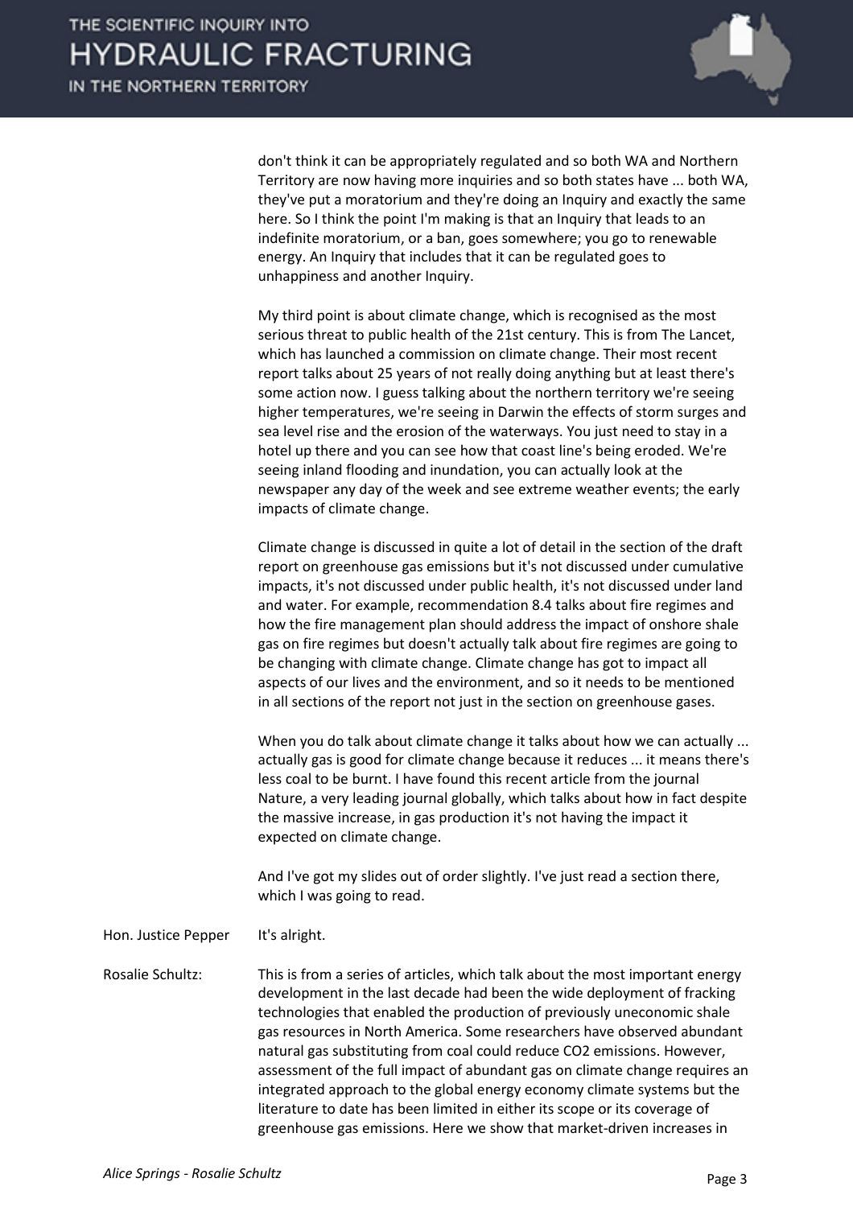don't think it can be appropriately regulated and so both WA and Northern Territory are now having more inquiries and so both states have ... both WA, they've put a moratorium and they're doing an Inquiry and exactly the same here. So I think the point I'm making is that an Inquiry that leads to an indefinite moratorium, or a ban, goes somewhere; you go to renewable energy. An Inquiry that includes that it can be regulated goes to unhappiness and another Inquiry.

My third point is about climate change, which is recognised as the most serious threat to public health of the 21st century. This is from The Lancet, which has launched a commission on climate change. Their most recent report talks about 25 years of not really doing anything but at least there's some action now. I guess talking about the northern territory we're seeing higher temperatures, we're seeing in Darwin the effects of storm surges and sea level rise and the erosion of the waterways. You just need to stay in a hotel up there and you can see how that coast line's being eroded. We're seeing inland flooding and inundation, you can actually look at the newspaper any day of the week and see extreme weather events; the early impacts of climate change.

Climate change is discussed in quite a lot of detail in the section of the draft report on greenhouse gas emissions but it's not discussed under cumulative impacts, it's not discussed under public health, it's not discussed under land and water. For example, recommendation 8.4 talks about fire regimes and how the fire management plan should address the impact of onshore shale gas on fire regimes but doesn't actually talk about fire regimes are going to be changing with climate change. Climate change has got to impact all aspects of our lives and the environment, and so it needs to be mentioned in all sections of the report not just in the section on greenhouse gases.

When you do talk about climate change it talks about how we can actually ... actually gas is good for climate change because it reduces ... it means there's less coal to be burnt. I have found this recent article from the journal Nature, a very leading journal globally, which talks about how in fact despite the massive increase, in gas production it's not having the impact it expected on climate change.

And I've got my slides out of order slightly. I've just read a section there, which I was going to read.

Hon. Justice Pepper: It's alright.

Rosalie Schultz: This is from a series of articles, which talk about the most important energy development in the last decade had been the wide deployment of fracking technologies that enabled the production of previously uneconomic shale gas resources in North America. Some researchers have observed abundant natural gas substituting from coal could reduce $CO_2$ emissions. However, assessment of the full impact of abundant gas on climate change requires an integrated approach to the global energy economy climate systems but the literature to date has been limited in either its scope or its coverage of greenhouse gas emissions. Here we show that market-driven increases in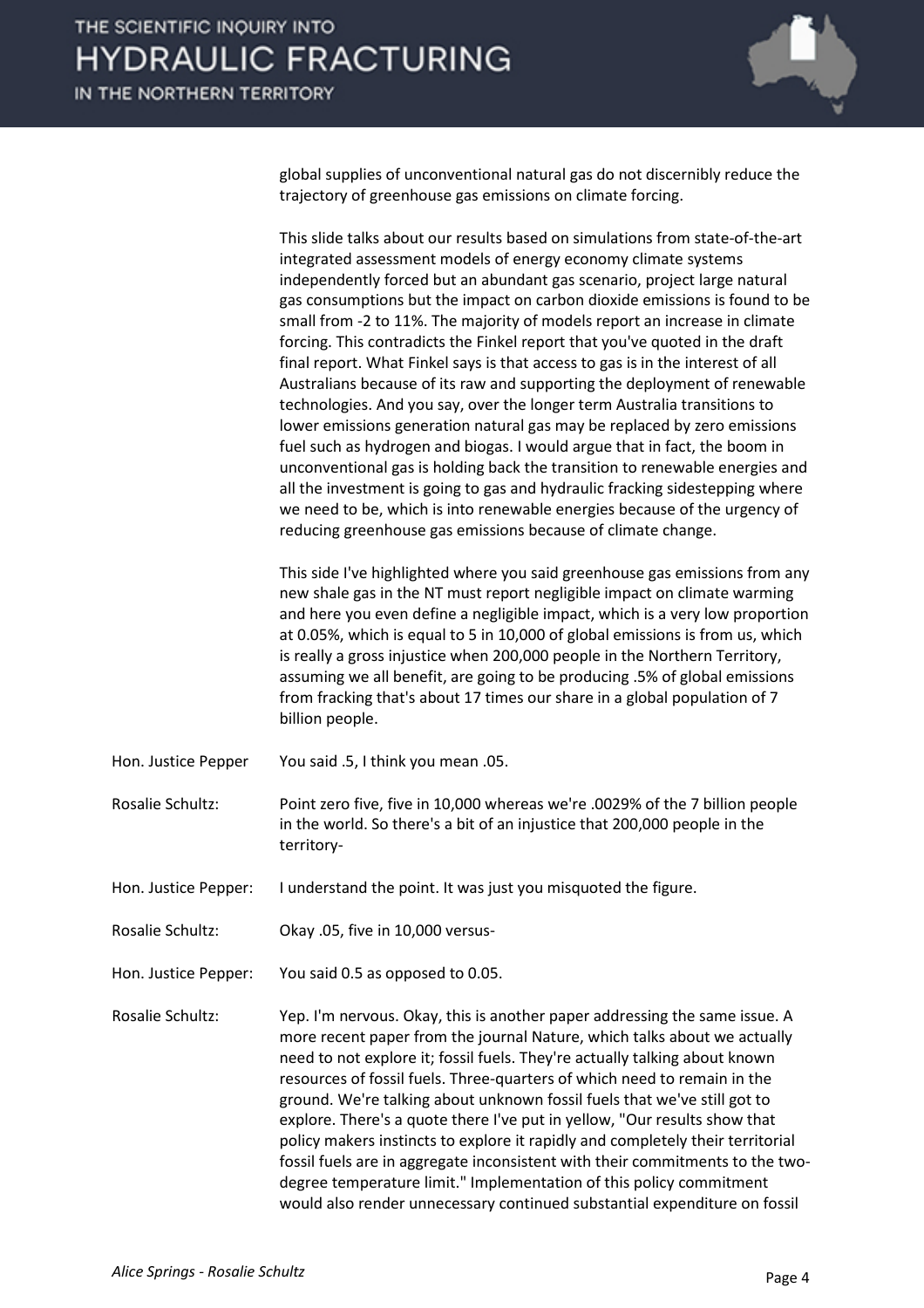global supplies of unconventional natural gas do not discernibly reduce the trajectory of greenhouse gas emissions on climate forcing.

This slide talks about our results based on simulations from state-of-the-art integrated assessment models of energy economy climate systems independently forced but an abundant gas scenario, project large natural gas consumptions but the impact on carbon dioxide emissions is found to be small from -2 to 11%. The majority of models report an increase in climate forcing. This contradicts the Finkel report that you've quoted in the draft final report. What Finkel says is that access to gas is in the interest of all Australians because of its raw and supporting the deployment of renewable technologies. And you say, over the longer term Australia transitions to lower emissions generation natural gas may be replaced by zero emissions fuel such as hydrogen and biogas. I would argue that in fact, the boom in unconventional gas is holding back the transition to renewable energies and all the investment is going to gas and hydraulic fracking sidestepping where we need to be, which is into renewable energies because of the urgency of reducing greenhouse gas emissions because of climate change.

This side I've highlighted where you said greenhouse gas emissions from any new shale gas in the NT must report negligible impact on climate warming and here you even define a negligible impact, which is a very low proportion at 0.05%, which is equal to 5 in 10,000 of global emissions is from us, which is really a gross injustice when 200,000 people in the Northern Territory, assuming we all benefit, are going to be producing .5% of global emissions from fracking that's about 17 times our share in a global population of 7 billion people.

**Hon. Justice Pepper:** You said .5, I think you mean .05.

**Rosalie Schultz:** Point zero five, five in 10,000 whereas we're .0029% of the 7 billion people in the world. So there's a bit of an injustice that 200,000 people in the territory-

**Hon. Justice Pepper:** I understand the point. It was just you misquoted the figure.

**Rosalie Schultz:** Okay .05, five in 10,000 versus-

**Hon. Justice Pepper:** You said 0.5 as opposed to 0.05.

**Rosalie Schultz:** Yep. I'm nervous. Okay, this is another paper addressing the same issue. A more recent paper from the journal Nature, which talks about we actually need to not explore it; fossil fuels. They're actually talking about known resources of fossil fuels. Three-quarters of which need to remain in the ground. We're talking about unknown fossil fuels that we've still got to explore. There's a quote there I've put in yellow, "Our results show that policy makers instincts to explore it rapidly and completely their territorial fossil fuels are in aggregate inconsistent with their commitments to the two-degree temperature limit." Implementation of this policy commitment would also render unnecessary continued substantial expenditure on fossil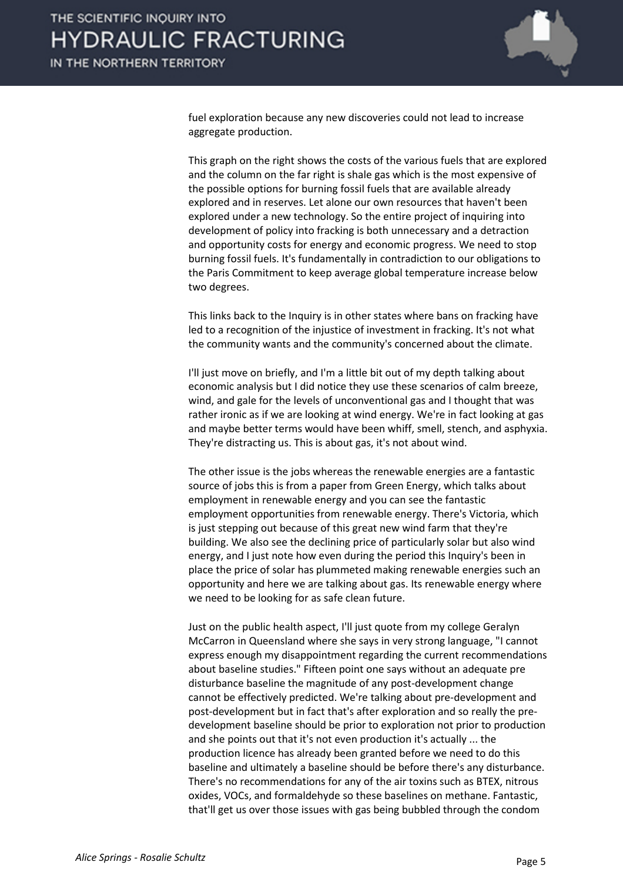fuel exploration because any new discoveries could not lead to increase aggregate production.

This graph on the right shows the costs of the various fuels that are explored and the column on the far right is shale gas which is the most expensive of the possible options for burning fossil fuels that are available already explored and in reserves. Let alone our own resources that haven't been explored under a new technology. So the entire project of inquiring into development of policy into fracking is both unnecessary and a detraction and opportunity costs for energy and economic progress. We need to stop burning fossil fuels. It's fundamentally in contradiction to our obligations to the Paris Commitment to keep average global temperature increase below two degrees.

This links back to the Inquiry is in other states where bans on fracking have led to a recognition of the injustice of investment in fracking. It's not what the community wants and the community's concerned about the climate.

I'll just move on briefly, and I'm a little bit out of my depth talking about economic analysis but I did notice they use these scenarios of calm breeze, wind, and gale for the levels of unconventional gas and I thought that was rather ironic as if we are looking at wind energy. We're in fact looking at gas and maybe better terms would have been whiff, smell, stench, and asphyxia. They're distracting us. This is about gas, it's not about wind.

The other issue is the jobs whereas the renewable energies are a fantastic source of jobs this is from a paper from Green Energy, which talks about employment in renewable energy and you can see the fantastic employment opportunities from renewable energy. There's Victoria, which is just stepping out because of this great new wind farm that they're building. We also see the declining price of particularly solar but also wind energy, and I just note how even during the period this Inquiry's been in place the price of solar has plummeted making renewable energies such an opportunity and here we are talking about gas. Its renewable energy where we need to be looking for as safe clean future.

Just on the public health aspect, I'll just quote from my college Geralyn McCarron in Queensland where she says in very strong language, "I cannot express enough my disappointment regarding the current recommendations about baseline studies." Fifteen point one says without an adequate pre disturbance baseline the magnitude of any post-development change cannot be effectively predicted. We're talking about pre-development and post-development but in fact that's after exploration and so really the pre-development baseline should be prior to exploration not prior to production and she points out that it's not even production it's actually ... the production licence has already been granted before we need to do this baseline and ultimately a baseline should be before there's any disturbance. There's no recommendations for any of the air toxins such as BTEX, nitrous oxides, VOCs, and formaldehyde so these baselines on methane. Fantastic, that'll get us over those issues with gas being bubbled through the condom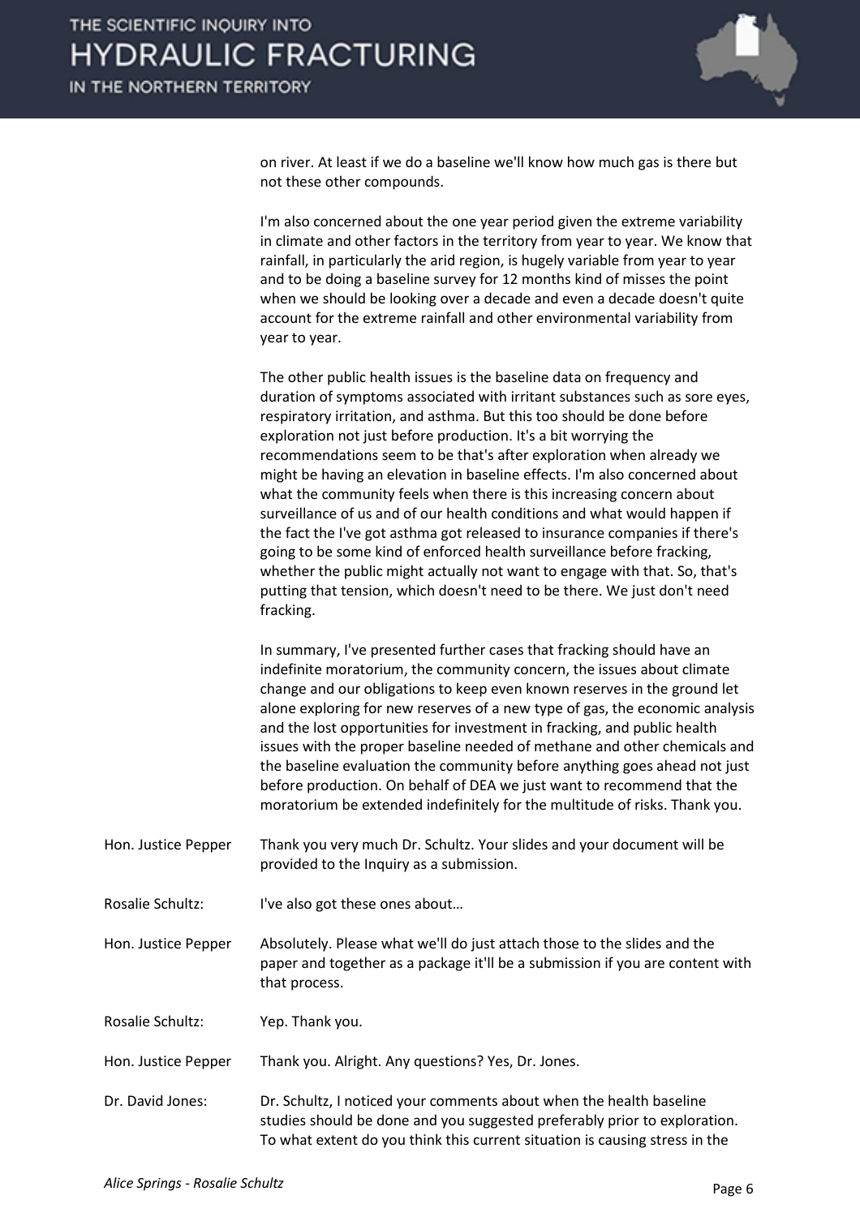on river. At least if we do a baseline we'll know how much gas is there but not these other compounds.

I'm also concerned about the one year period given the extreme variability in climate and other factors in the territory from year to year. We know that rainfall, in particularly the arid region, is hugely variable from year to year and to be doing a baseline survey for 12 months kind of misses the point when we should be looking over a decade and even a decade doesn't quite account for the extreme rainfall and other environmental variability from year to year.

The other public health issues is the baseline data on frequency and duration of symptoms associated with irritant substances such as sore eyes, respiratory irritation, and asthma. But this too should be done before exploration not just before production. It's a bit worrying the recommendations seem to be that's after exploration when already we might be having an elevation in baseline effects. I'm also concerned about what the community feels when there is this increasing concern about surveillance of us and of our health conditions and what would happen if the fact the I've got asthma got released to insurance companies if there's going to be some kind of enforced health surveillance before fracking, whether the public might actually not want to engage with that. So, that's putting that tension, which doesn't need to be there. We just don't need fracking.

In summary, I've presented further cases that fracking should have an indefinite moratorium, the community concern, the issues about climate change and our obligations to keep even known reserves in the ground let alone exploring for new reserves of a new type of gas, the economic analysis and the lost opportunities for investment in fracking, and public health issues with the proper baseline needed of methane and other chemicals and the baseline evaluation the community before anything goes ahead not just before production. On behalf of DEA we just want to recommend that the moratorium be extended indefinitely for the multitude of risks. Thank you.

Hon. Justice Pepper: Thank you very much Dr. Schultz. Your slides and your document will be provided to the Inquiry as a submission.

Rosalie Schultz: I've also got these ones about…

Hon. Justice Pepper: Absolutely. Please what we'll do just attach those to the slides and the paper and together as a package it'll be a submission if you are content with that process.

Rosalie Schultz: Yep. Thank you.

Hon. Justice Pepper: Thank you. Alright. Any questions? Yes, Dr. Jones.

Dr. David Jones: Dr. Schultz, I noticed your comments about when the health baseline studies should be done and you suggested preferably prior to exploration. To what extent do you think this current situation is causing stress in the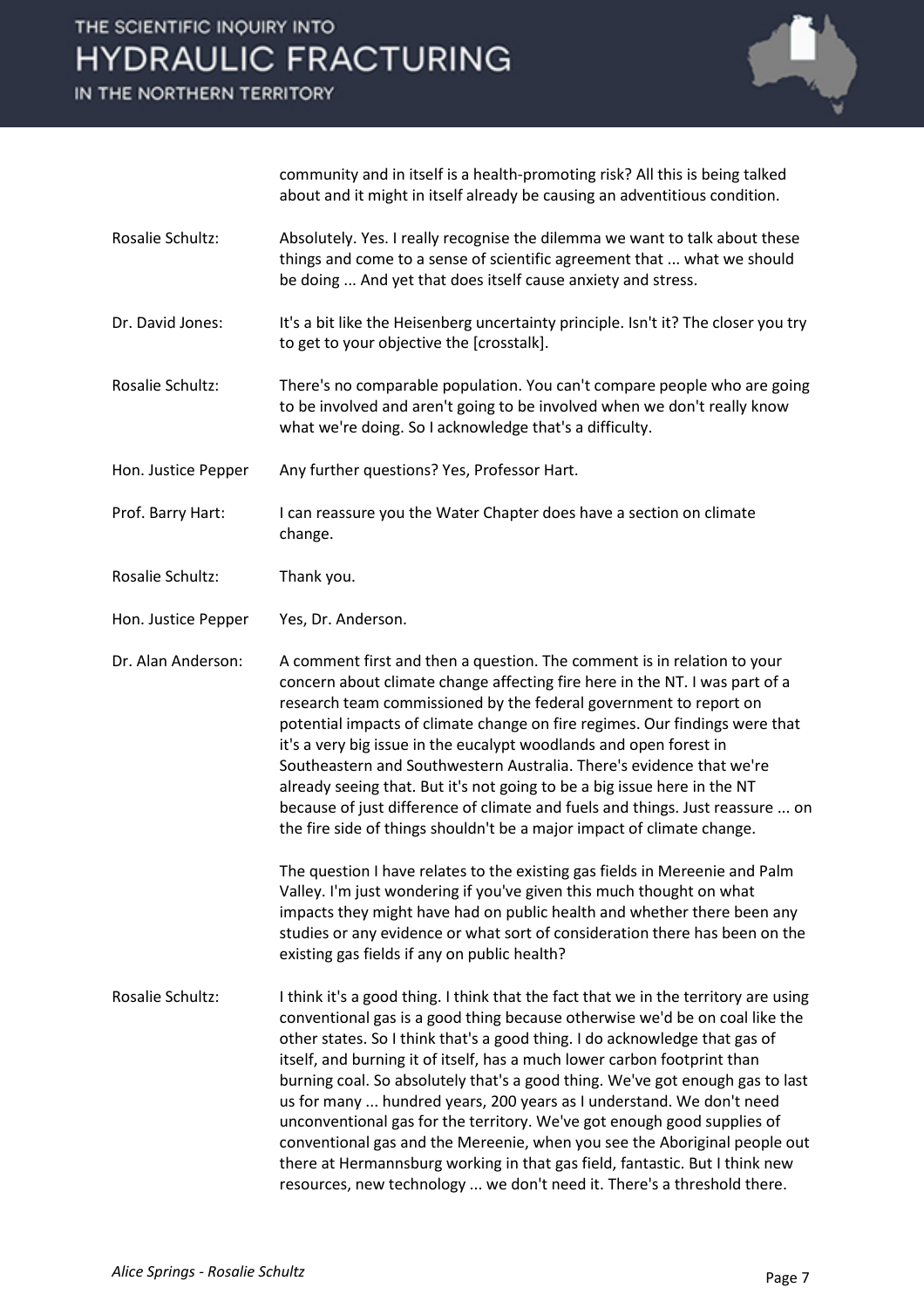community and in itself is a health-promoting risk? All this is being talked about and it might in itself already be causing an adventitious condition.

Rosalie Schultz: Absolutely. Yes. I really recognise the dilemma we want to talk about these things and come to a sense of scientific agreement that ... what we should be doing ... And yet that does itself cause anxiety and stress.

Dr. David Jones: It's a bit like the Heisenberg uncertainty principle. Isn't it? The closer you try to get to your objective the [crosstalk].

Rosalie Schultz: There's no comparable population. You can't compare people who are going to be involved and aren't going to be involved when we don't really know what we're doing. So I acknowledge that's a difficulty.

Hon. Justice Pepper: Any further questions? Yes, Professor Hart.

Prof. Barry Hart: I can reassure you the Water Chapter does have a section on climate change.

Rosalie Schultz: Thank you.

Hon. Justice Pepper: Yes, Dr. Anderson.

Dr. Alan Anderson: A comment first and then a question. The comment is in relation to your concern about climate change affecting fire here in the NT. I was part of a research team commissioned by the federal government to report on potential impacts of climate change on fire regimes. Our findings were that it's a very big issue in the eucalypt woodlands and open forest in Southeastern and Southwestern Australia. There's evidence that we're already seeing that. But it's not going to be a big issue here in the NT because of just difference of climate and fuels and things. Just reassure ... on the fire side of things shouldn't be a major impact of climate change.

The question I have relates to the existing gas fields in Mereenie and Palm Valley. I'm just wondering if you've given this much thought on what impacts they might have had on public health and whether there been any studies or any evidence or what sort of consideration there has been on the existing gas fields if any on public health?

Rosalie Schultz: I think it's a good thing. I think that the fact that we in the territory are using conventional gas is a good thing because otherwise we'd be on coal like the other states. So I think that's a good thing. I do acknowledge that gas of itself, and burning it of itself, has a much lower carbon footprint than burning coal. So absolutely that's a good thing. We've got enough gas to last us for many ... hundred years, 200 years as I understand. We don't need unconventional gas for the territory. We've got enough good supplies of conventional gas and the Mereenie, when you see the Aboriginal people out there at Hermannsburg working in that gas field, fantastic. But I think new resources, new technology ... we don't need it. There's a threshold there.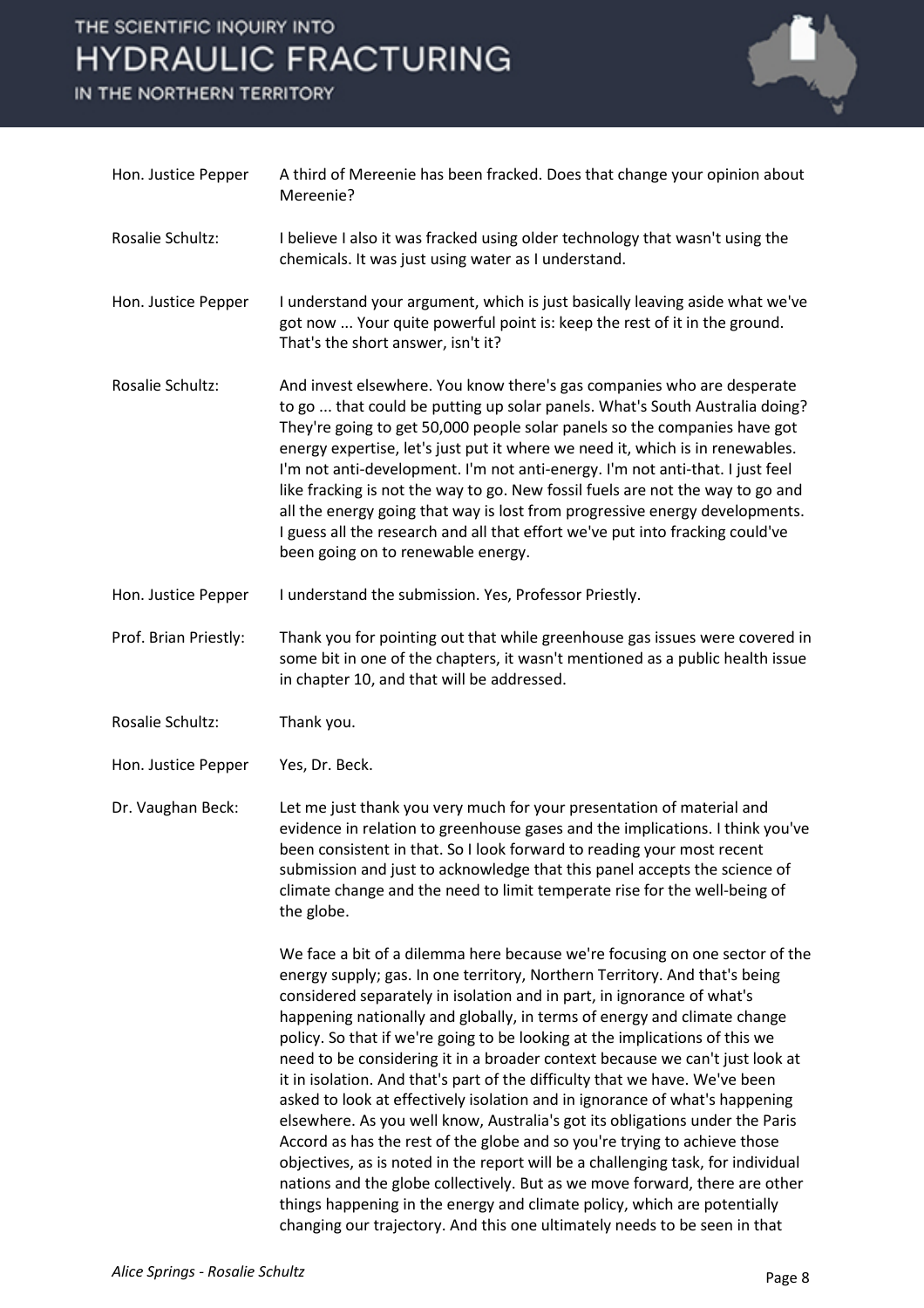**Hon. Justice Pepper:** A third of Mereenie has been fracked. Does that change your opinion about Mereenie?

**Rosalie Schultz:** I believe I also it was fracked using older technology that wasn't using the chemicals. It was just using water as I understand.

**Hon. Justice Pepper:** I understand your argument, which is just basically leaving aside what we've got now ... Your quite powerful point is: keep the rest of it in the ground. That's the short answer, isn't it?

**Rosalie Schultz:** And invest elsewhere. You know there's gas companies who are desperate to go ... that could be putting up solar panels. What's South Australia doing? They're going to get 50,000 people solar panels so the companies have got energy expertise, let's just put it where we need it, which is in renewables. I'm not anti-development. I'm not anti-energy. I'm not anti-that. I just feel like fracking is not the way to go. New fossil fuels are not the way to go and all the energy going that way is lost from progressive energy developments. I guess all the research and all that effort we've put into fracking could've been going on to renewable energy.

**Hon. Justice Pepper:** I understand the submission. Yes, Professor Priestly.

**Prof. Brian Priestly:** Thank you for pointing out that while greenhouse gas issues were covered in some bit in one of the chapters, it wasn't mentioned as a public health issue in chapter 10, and that will be addressed.

**Rosalie Schultz:** Thank you.

**Hon. Justice Pepper:** Yes, Dr. Beck.

**Dr. Vaughan Beck:** Let me just thank you very much for your presentation of material and evidence in relation to greenhouse gases and the implications. I think you've been consistent in that. So I look forward to reading your most recent submission and just to acknowledge that this panel accepts the science of climate change and the need to limit temperate rise for the well-being of the globe.

We face a bit of a dilemma here because we're focusing on one sector of the energy supply; gas. In one territory, Northern Territory. And that's being considered separately in isolation and in part, in ignorance of what's happening nationally and globally, in terms of energy and climate change policy. So that if we're going to be looking at the implications of this we need to be considering it in a broader context because we can't just look at it in isolation. And that's part of the difficulty that we have. We've been asked to look at effectively isolation and in ignorance of what's happening elsewhere. As you well know, Australia's got its obligations under the Paris Accord as has the rest of the globe and so you're trying to achieve those objectives, as is noted in the report will be a challenging task, for individual nations and the globe collectively. But as we move forward, there are other things happening in the energy and climate policy, which are potentially changing our trajectory. And this one ultimately needs to be seen in that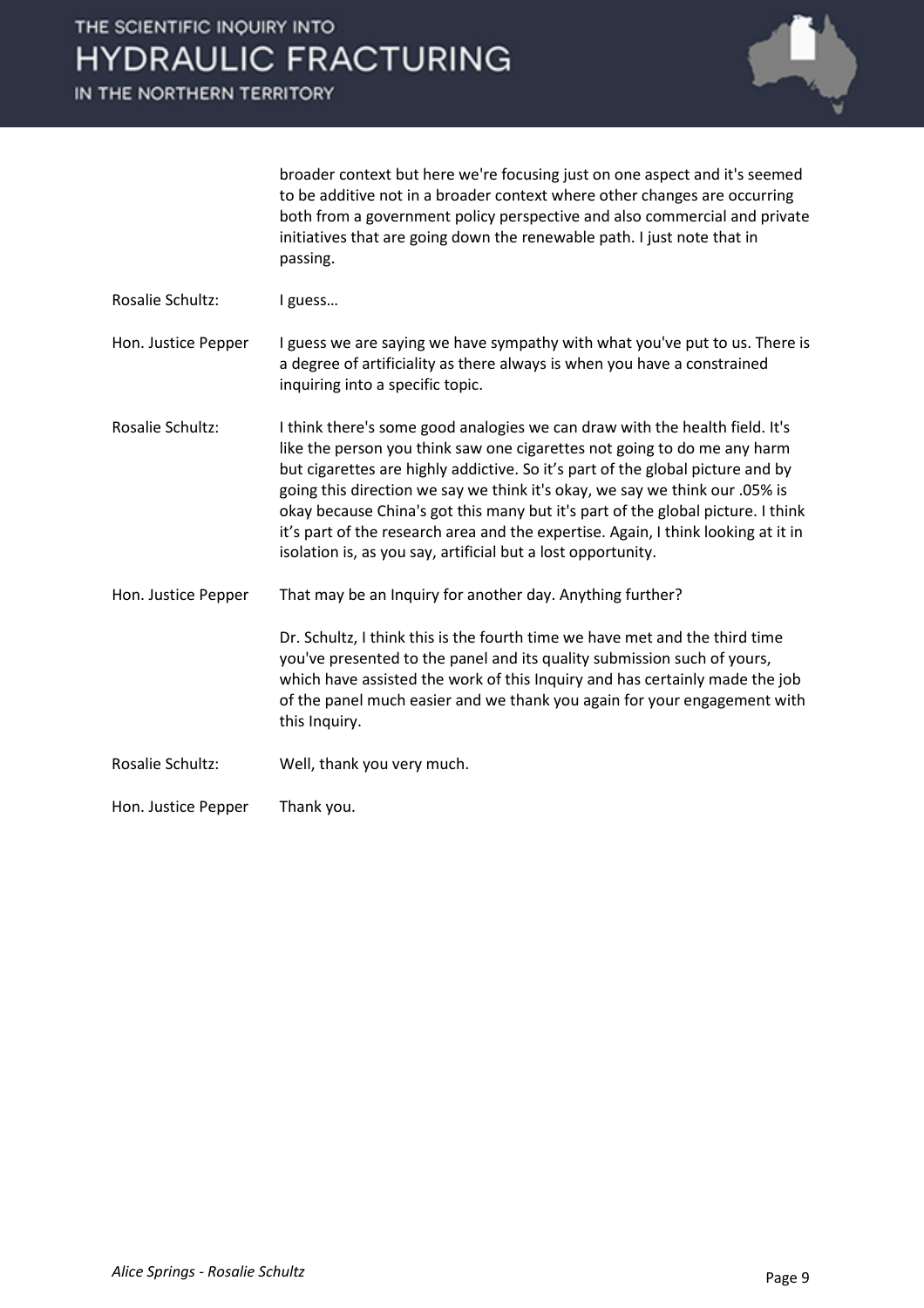| | |
|---|---|
| | broader context but here we're focusing just on one aspect and it's seemed to be additive not in a broader context where other changes are occurring both from a government policy perspective and also commercial and private initiatives that are going down the renewable path. I just note that in passing. |
| Rosalie Schultz: | I guess… |
| Hon. Justice Pepper | I guess we are saying we have sympathy with what you've put to us. There is a degree of artificiality as there always is when you have a constrained inquiring into a specific topic. |
| Rosalie Schultz: | I think there's some good analogies we can draw with the health field. It's like the person you think saw one cigarettes not going to do me any harm but cigarettes are highly addictive. So it's part of the global picture and by going this direction we say we think it's okay, we say we think our .05% is okay because China's got this many but it's part of the global picture. I think it's part of the research area and the expertise. Again, I think looking at it in isolation is, as you say, artificial but a lost opportunity. |
| Hon. Justice Pepper | That may be an Inquiry for another day. Anything further?<br><br>Dr. Schultz, I think this is the fourth time we have met and the third time you've presented to the panel and its quality submission such of yours, which have assisted the work of this Inquiry and has certainly made the job of the panel much easier and we thank you again for your engagement with this Inquiry. |
| Rosalie Schultz: | Well, thank you very much. |
| Hon. Justice Pepper | Thank you. |